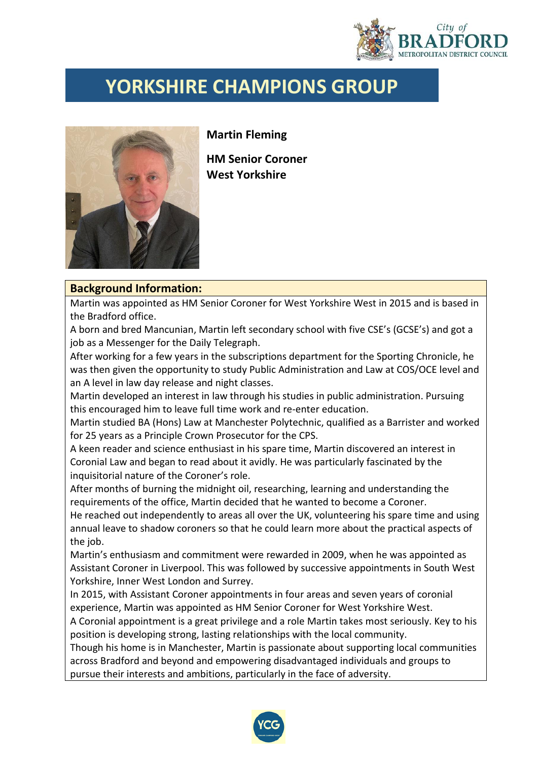# YORKSHIRE CHAMPIONS GROUP

**Martin Fleming**

**HM Senior Coroner**
**West Yorkshire**

**Background Information:**

Martin was appointed as HM Senior Coroner for West Yorkshire West in 2015 and is based in the Bradford office.

A born and bred Mancunian, Martin left secondary school with five CSE's (GCSE's) and got a job as a Messenger for the Daily Telegraph.

After working for a few years in the subscriptions department for the Sporting Chronicle, he was then given the opportunity to study Public Administration and Law at COS/OCE level and an A level in law day release and night classes.

Martin developed an interest in law through his studies in public administration. Pursuing this encouraged him to leave full time work and re-enter education.

Martin studied BA (Hons) Law at Manchester Polytechnic, qualified as a Barrister and worked for 25 years as a Principle Crown Prosecutor for the CPS.

A keen reader and science enthusiast in his spare time, Martin discovered an interest in Coronial Law and began to read about it avidly. He was particularly fascinated by the inquisitorial nature of the Coroner's role.

After months of burning the midnight oil, researching, learning and understanding the requirements of the office, Martin decided that he wanted to become a Coroner.

He reached out independently to areas all over the UK, volunteering his spare time and using annual leave to shadow coroners so that he could learn more about the practical aspects of the job.

Martin's enthusiasm and commitment were rewarded in 2009, when he was appointed as Assistant Coroner in Liverpool. This was followed by successive appointments in South West Yorkshire, Inner West London and Surrey.

In 2015, with Assistant Coroner appointments in four areas and seven years of coronial experience, Martin was appointed as HM Senior Coroner for West Yorkshire West.

A Coronial appointment is a great privilege and a role Martin takes most seriously. Key to his position is developing strong, lasting relationships with the local community.

Though his home is in Manchester, Martin is passionate about supporting local communities across Bradford and beyond and empowering disadvantaged individuals and groups to pursue their interests and ambitions, particularly in the face of adversity.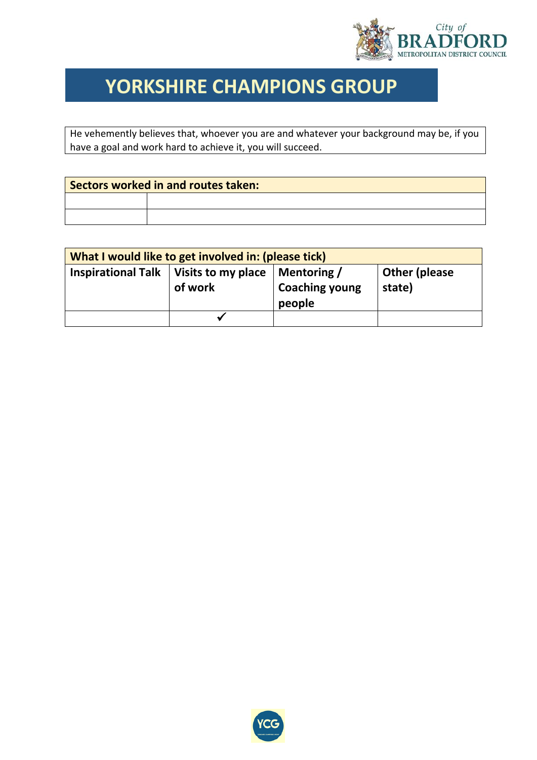# YORKSHIRE CHAMPIONS GROUP

He vehemently believes that, whoever you are and whatever your background may be, if you have a goal and work hard to achieve it, you will succeed.

| **Sectors worked in and routes taken:** | |
|---|---|
| | |
| | |

| **What I would like to get involved in: (please tick)** | | | |
|---|---|---|---|
| **Inspirational Talk** | **Visits to my place of work** | **Mentoring / Coaching young people** | **Other (please state)** |
| | ✓ | | |